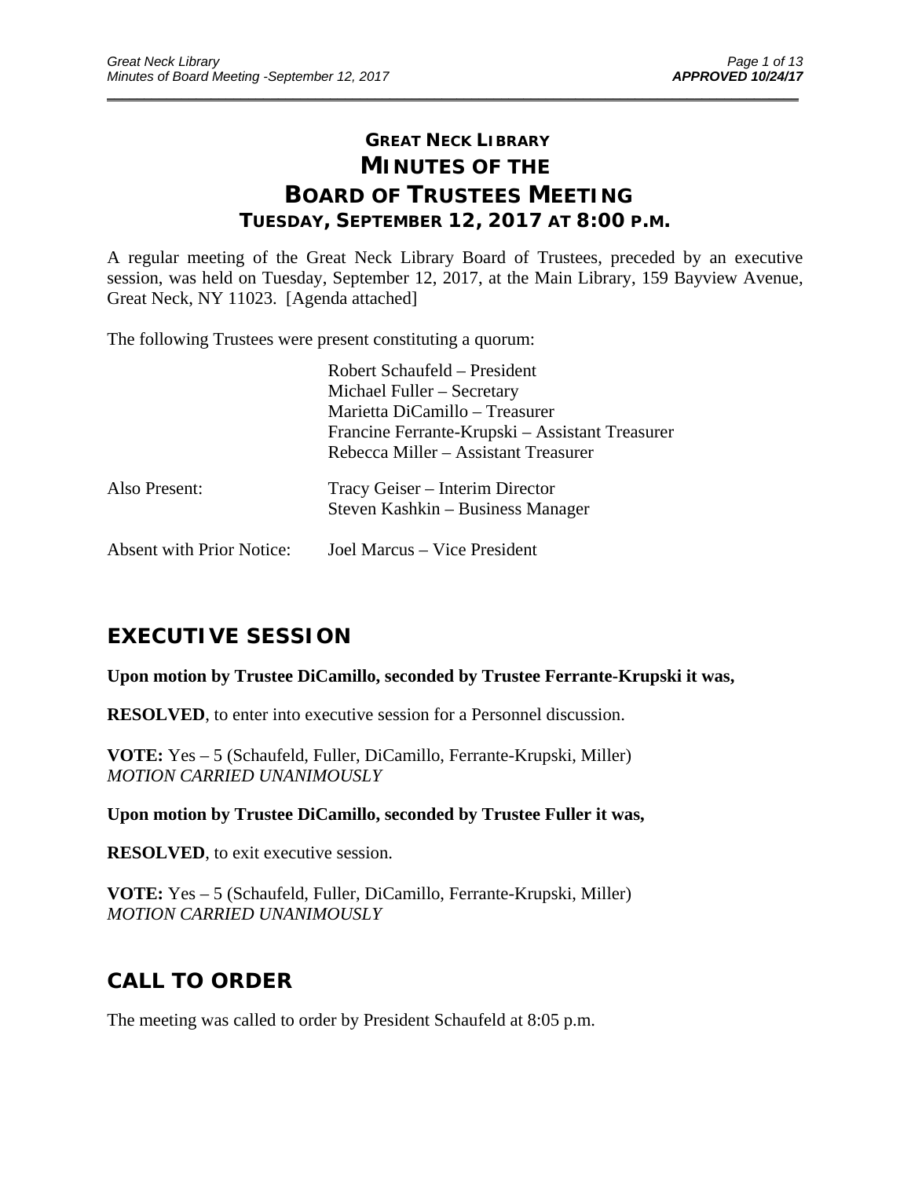# GREAT NECK LIBRARY
# MINUTES OF THE BOARD OF TRUSTEES MEETING
### TUESDAY, SEPTEMBER 12, 2017 AT 8:00 P.M.

A regular meeting of the Great Neck Library Board of Trustees, preceded by an executive session, was held on Tuesday, September 12, 2017, at the Main Library, 159 Bayview Avenue, Great Neck, NY 11023. [Agenda attached]

The following Trustees were present constituting a quorum:

Robert Schaufeld – President
Michael Fuller – Secretary
Marietta DiCamillo – Treasurer
Francine Ferrante-Krupski – Assistant Treasurer
Rebecca Miller – Assistant Treasurer

Also Present: Tracy Geiser – Interim Director
Steven Kashkin – Business Manager

Absent with Prior Notice: Joel Marcus – Vice President

## EXECUTIVE SESSION

**Upon motion by Trustee DiCamillo, seconded by Trustee Ferrante-Krupski it was,**

**RESOLVED**, to enter into executive session for a Personnel discussion.

**VOTE:** Yes – 5 (Schaufeld, Fuller, DiCamillo, Ferrante-Krupski, Miller)
*MOTION CARRIED UNANIMOUSLY*

**Upon motion by Trustee DiCamillo, seconded by Trustee Fuller it was,**

**RESOLVED**, to exit executive session.

**VOTE:** Yes – 5 (Schaufeld, Fuller, DiCamillo, Ferrante-Krupski, Miller)
*MOTION CARRIED UNANIMOUSLY*

## CALL TO ORDER

The meeting was called to order by President Schaufeld at 8:05 p.m.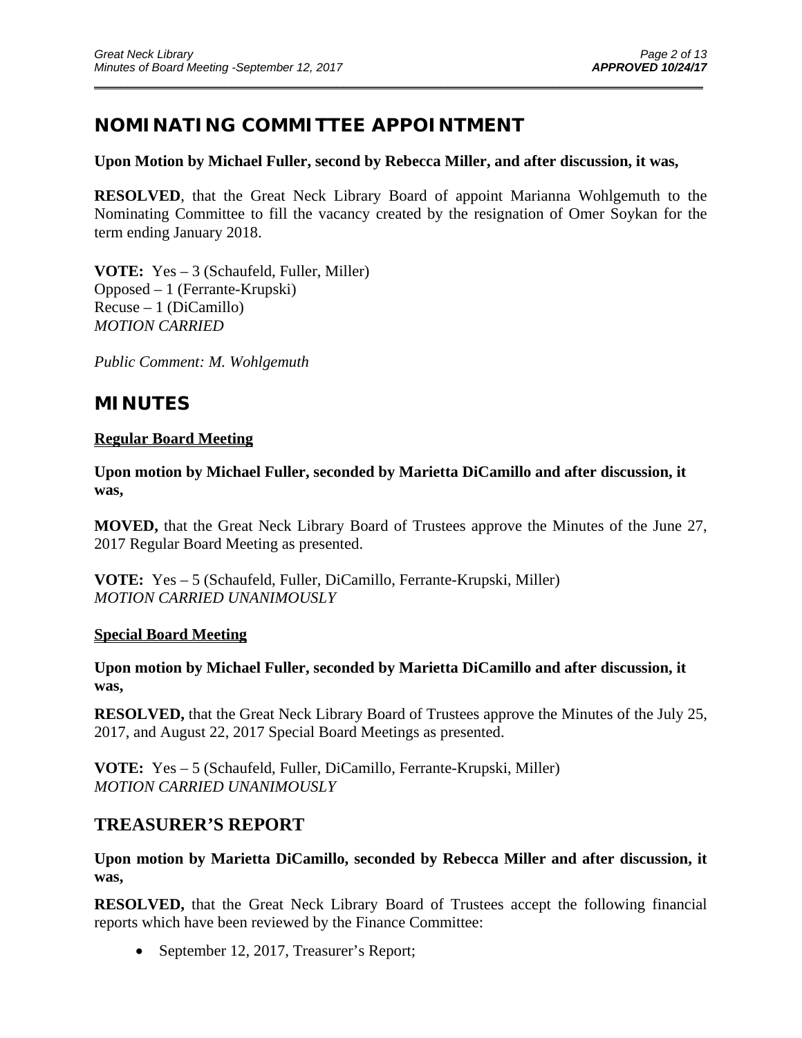## NOMINATING COMMITTEE APPOINTMENT

**Upon Motion by Michael Fuller, second by Rebecca Miller, and after discussion, it was,**

**RESOLVED**, that the Great Neck Library Board of appoint Marianna Wohlgemuth to the Nominating Committee to fill the vacancy created by the resignation of Omer Soykan for the term ending January 2018.

**VOTE:** Yes – 3 (Schaufeld, Fuller, Miller)
Opposed – 1 (Ferrante-Krupski)
Recuse – 1 (DiCamillo)
*MOTION CARRIED*

*Public Comment: M. Wohlgemuth*

## MINUTES

**Regular Board Meeting**

**Upon motion by Michael Fuller, seconded by Marietta DiCamillo and after discussion, it was,**

**MOVED,** that the Great Neck Library Board of Trustees approve the Minutes of the June 27, 2017 Regular Board Meeting as presented.

**VOTE:** Yes – 5 (Schaufeld, Fuller, DiCamillo, Ferrante-Krupski, Miller)
*MOTION CARRIED UNANIMOUSLY*

**Special Board Meeting**

**Upon motion by Michael Fuller, seconded by Marietta DiCamillo and after discussion, it was,**

**RESOLVED,** that the Great Neck Library Board of Trustees approve the Minutes of the July 25, 2017, and August 22, 2017 Special Board Meetings as presented.

**VOTE:** Yes – 5 (Schaufeld, Fuller, DiCamillo, Ferrante-Krupski, Miller)
*MOTION CARRIED UNANIMOUSLY*

## TREASURER'S REPORT

**Upon motion by Marietta DiCamillo, seconded by Rebecca Miller and after discussion, it was,**

**RESOLVED,** that the Great Neck Library Board of Trustees accept the following financial reports which have been reviewed by the Finance Committee:

- September 12, 2017, Treasurer's Report;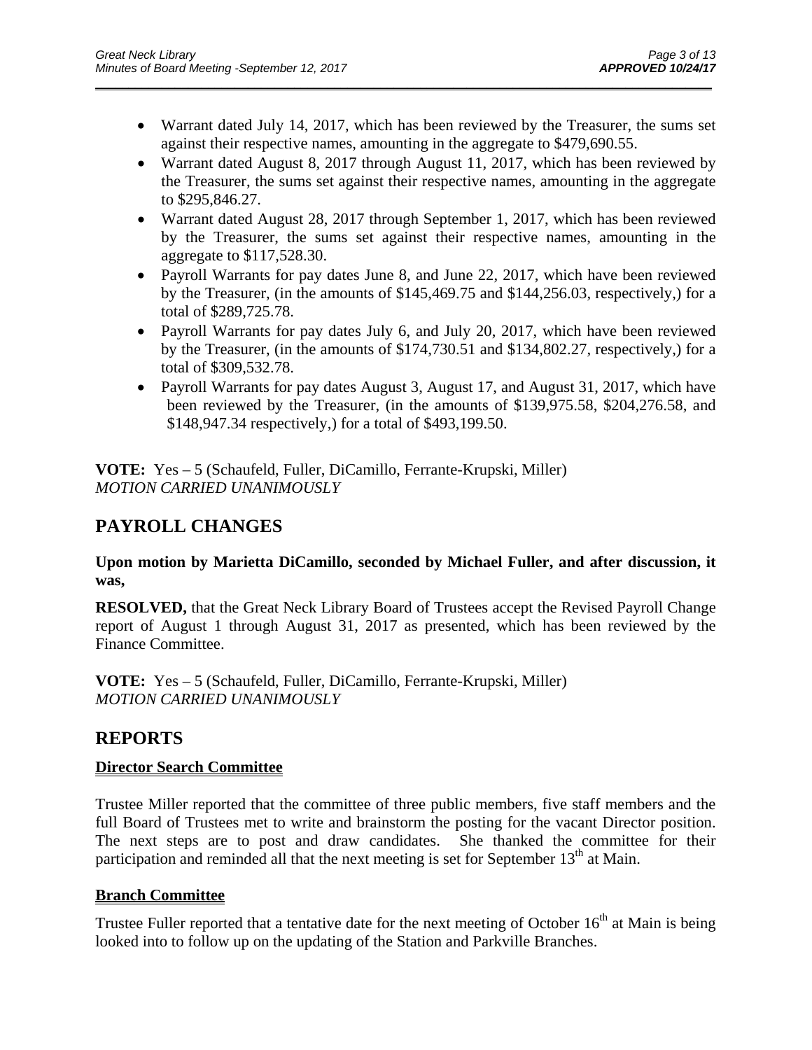- Warrant dated July 14, 2017, which has been reviewed by the Treasurer, the sums set against their respective names, amounting in the aggregate to $479,690.55.
- Warrant dated August 8, 2017 through August 11, 2017, which has been reviewed by the Treasurer, the sums set against their respective names, amounting in the aggregate to $295,846.27.
- Warrant dated August 28, 2017 through September 1, 2017, which has been reviewed by the Treasurer, the sums set against their respective names, amounting in the aggregate to $117,528.30.
- Payroll Warrants for pay dates June 8, and June 22, 2017, which have been reviewed by the Treasurer, (in the amounts of $145,469.75 and $144,256.03, respectively,) for a total of $289,725.78.
- Payroll Warrants for pay dates July 6, and July 20, 2017, which have been reviewed by the Treasurer, (in the amounts of $174,730.51 and $134,802.27, respectively,) for a total of $309,532.78.
- Payroll Warrants for pay dates August 3, August 17, and August 31, 2017, which have been reviewed by the Treasurer, (in the amounts of $139,975.58, $204,276.58, and $148,947.34 respectively,) for a total of $493,199.50.

**VOTE:** Yes – 5 (Schaufeld, Fuller, DiCamillo, Ferrante-Krupski, Miller)
*MOTION CARRIED UNANIMOUSLY*

# PAYROLL CHANGES

**Upon motion by Marietta DiCamillo, seconded by Michael Fuller, and after discussion, it was,**

**RESOLVED,** that the Great Neck Library Board of Trustees accept the Revised Payroll Change report of August 1 through August 31, 2017 as presented, which has been reviewed by the Finance Committee.

**VOTE:** Yes – 5 (Schaufeld, Fuller, DiCamillo, Ferrante-Krupski, Miller)
*MOTION CARRIED UNANIMOUSLY*

# REPORTS

## Director Search Committee

Trustee Miller reported that the committee of three public members, five staff members and the full Board of Trustees met to write and brainstorm the posting for the vacant Director position. The next steps are to post and draw candidates. She thanked the committee for their participation and reminded all that the next meeting is set for September 13th at Main.

## Branch Committee

Trustee Fuller reported that a tentative date for the next meeting of October 16th at Main is being looked into to follow up on the updating of the Station and Parkville Branches.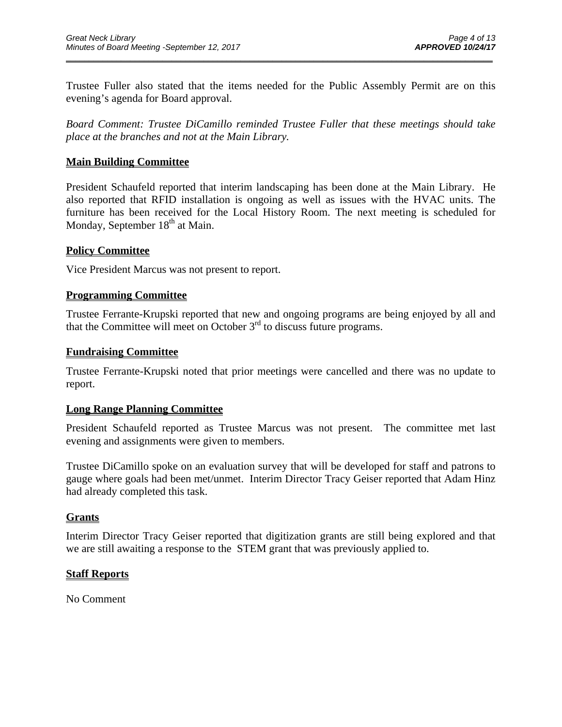Trustee Fuller also stated that the items needed for the Public Assembly Permit are on this evening's agenda for Board approval.

*Board Comment: Trustee DiCamillo reminded Trustee Fuller that these meetings should take place at the branches and not at the Main Library.*

## Main Building Committee

President Schaufeld reported that interim landscaping has been done at the Main Library. He also reported that RFID installation is ongoing as well as issues with the HVAC units. The furniture has been received for the Local History Room. The next meeting is scheduled for Monday, September 18th at Main.

## Policy Committee

Vice President Marcus was not present to report.

## Programming Committee

Trustee Ferrante-Krupski reported that new and ongoing programs are being enjoyed by all and that the Committee will meet on October 3rd to discuss future programs.

## Fundraising Committee

Trustee Ferrante-Krupski noted that prior meetings were cancelled and there was no update to report.

## Long Range Planning Committee

President Schaufeld reported as Trustee Marcus was not present. The committee met last evening and assignments were given to members.

Trustee DiCamillo spoke on an evaluation survey that will be developed for staff and patrons to gauge where goals had been met/unmet. Interim Director Tracy Geiser reported that Adam Hinz had already completed this task.

## Grants

Interim Director Tracy Geiser reported that digitization grants are still being explored and that we are still awaiting a response to the STEM grant that was previously applied to.

## Staff Reports

No Comment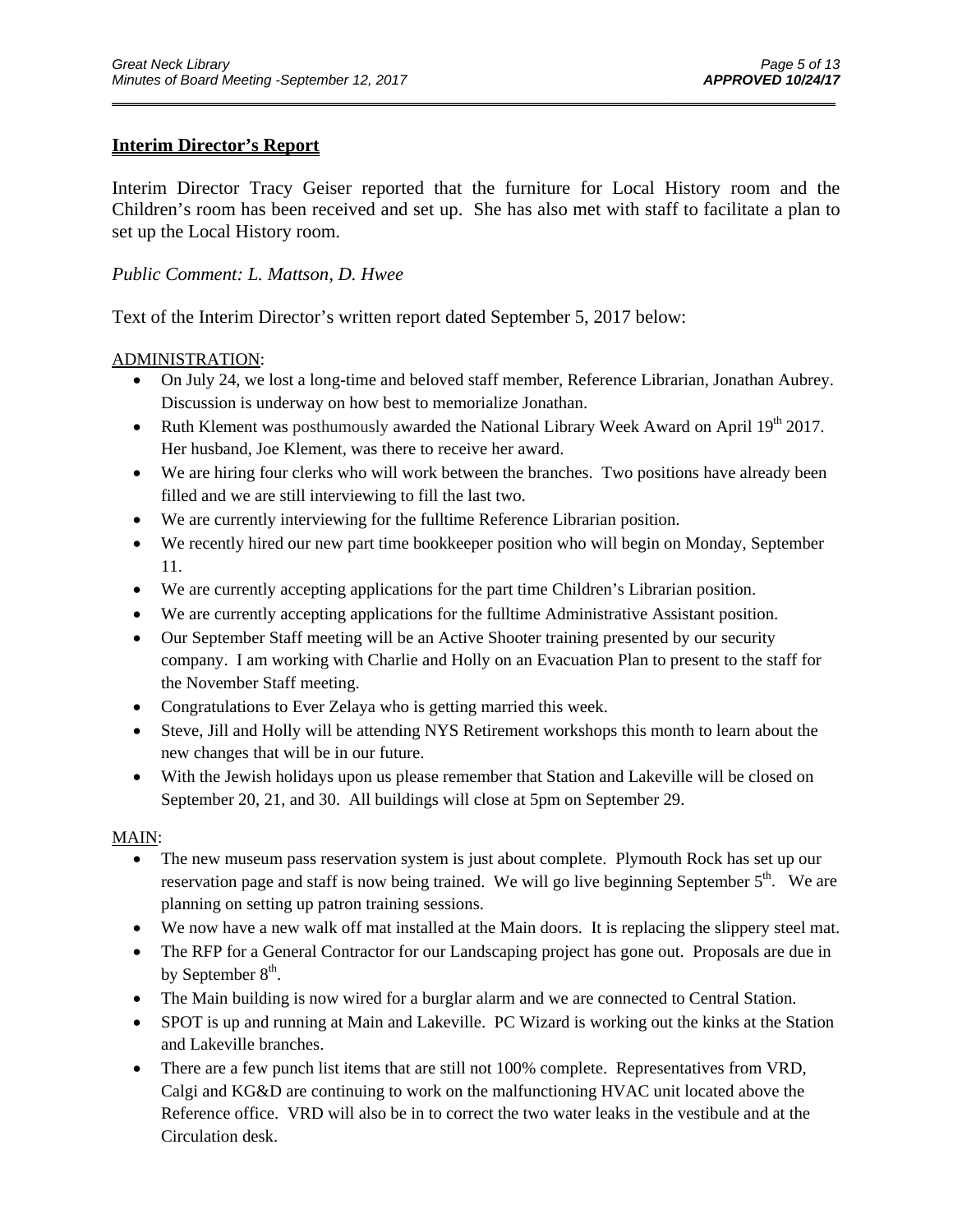## Interim Director's Report

Interim Director Tracy Geiser reported that the furniture for Local History room and the Children's room has been received and set up. She has also met with staff to facilitate a plan to set up the Local History room.

*Public Comment: L. Mattson, D. Hwee*

Text of the Interim Director's written report dated September 5, 2017 below:

ADMINISTRATION:

- On July 24, we lost a long-time and beloved staff member, Reference Librarian, Jonathan Aubrey. Discussion is underway on how best to memorialize Jonathan.
- Ruth Klement was posthumously awarded the National Library Week Award on April 19th 2017. Her husband, Joe Klement, was there to receive her award.
- We are hiring four clerks who will work between the branches. Two positions have already been filled and we are still interviewing to fill the last two.
- We are currently interviewing for the fulltime Reference Librarian position.
- We recently hired our new part time bookkeeper position who will begin on Monday, September 11.
- We are currently accepting applications for the part time Children's Librarian position.
- We are currently accepting applications for the fulltime Administrative Assistant position.
- Our September Staff meeting will be an Active Shooter training presented by our security company. I am working with Charlie and Holly on an Evacuation Plan to present to the staff for the November Staff meeting.
- Congratulations to Ever Zelaya who is getting married this week.
- Steve, Jill and Holly will be attending NYS Retirement workshops this month to learn about the new changes that will be in our future.
- With the Jewish holidays upon us please remember that Station and Lakeville will be closed on September 20, 21, and 30. All buildings will close at 5pm on September 29.

MAIN:

- The new museum pass reservation system is just about complete. Plymouth Rock has set up our reservation page and staff is now being trained. We will go live beginning September 5th. We are planning on setting up patron training sessions.
- We now have a new walk off mat installed at the Main doors. It is replacing the slippery steel mat.
- The RFP for a General Contractor for our Landscaping project has gone out. Proposals are due in by September 8th.
- The Main building is now wired for a burglar alarm and we are connected to Central Station.
- SPOT is up and running at Main and Lakeville. PC Wizard is working out the kinks at the Station and Lakeville branches.
- There are a few punch list items that are still not 100% complete. Representatives from VRD, Calgi and KG&D are continuing to work on the malfunctioning HVAC unit located above the Reference office. VRD will also be in to correct the two water leaks in the vestibule and at the Circulation desk.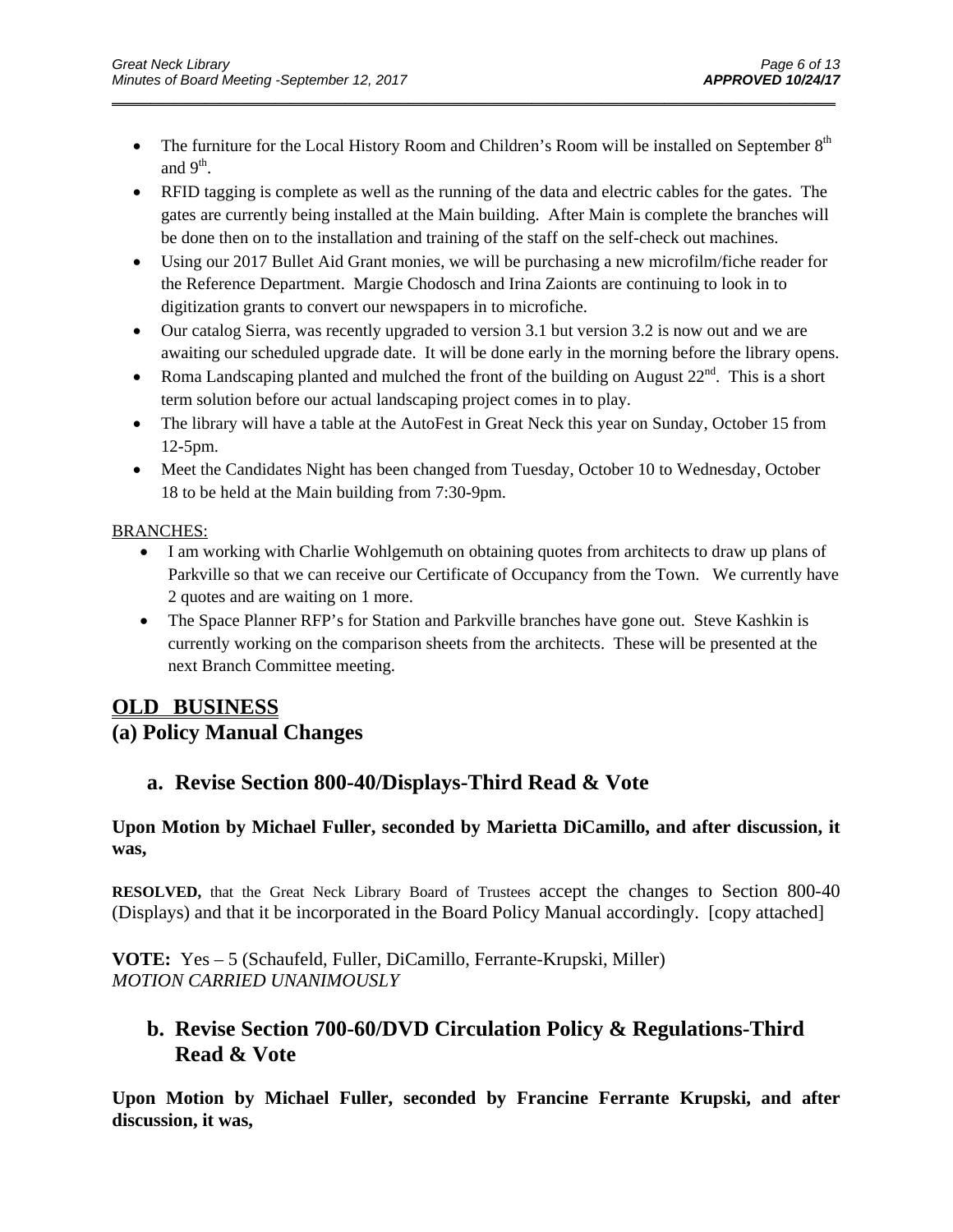- The furniture for the Local History Room and Children's Room will be installed on September 8th and 9th.
- RFID tagging is complete as well as the running of the data and electric cables for the gates. The gates are currently being installed at the Main building. After Main is complete the branches will be done then on to the installation and training of the staff on the self-check out machines.
- Using our 2017 Bullet Aid Grant monies, we will be purchasing a new microfilm/fiche reader for the Reference Department. Margie Chodosch and Irina Zaionts are continuing to look in to digitization grants to convert our newspapers in to microfiche.
- Our catalog Sierra, was recently upgraded to version 3.1 but version 3.2 is now out and we are awaiting our scheduled upgrade date. It will be done early in the morning before the library opens.
- Roma Landscaping planted and mulched the front of the building on August 22nd. This is a short term solution before our actual landscaping project comes in to play.
- The library will have a table at the AutoFest in Great Neck this year on Sunday, October 15 from 12-5pm.
- Meet the Candidates Night has been changed from Tuesday, October 10 to Wednesday, October 18 to be held at the Main building from 7:30-9pm.

BRANCHES:

- I am working with Charlie Wohlgemuth on obtaining quotes from architects to draw up plans of Parkville so that we can receive our Certificate of Occupancy from the Town. We currently have 2 quotes and are waiting on 1 more.
- The Space Planner RFP's for Station and Parkville branches have gone out. Steve Kashkin is currently working on the comparison sheets from the architects. These will be presented at the next Branch Committee meeting.

## OLD BUSINESS

## (a) Policy Manual Changes

### a. Revise Section 800-40/Displays-Third Read & Vote

**Upon Motion by Michael Fuller, seconded by Marietta DiCamillo, and after discussion, it was,**

**RESOLVED,** that the Great Neck Library Board of Trustees accept the changes to Section 800-40 (Displays) and that it be incorporated in the Board Policy Manual accordingly. [copy attached]

**VOTE:** Yes – 5 (Schaufeld, Fuller, DiCamillo, Ferrante-Krupski, Miller)
*MOTION CARRIED UNANIMOUSLY*

### b. Revise Section 700-60/DVD Circulation Policy & Regulations-Third Read & Vote

**Upon Motion by Michael Fuller, seconded by Francine Ferrante Krupski, and after discussion, it was,**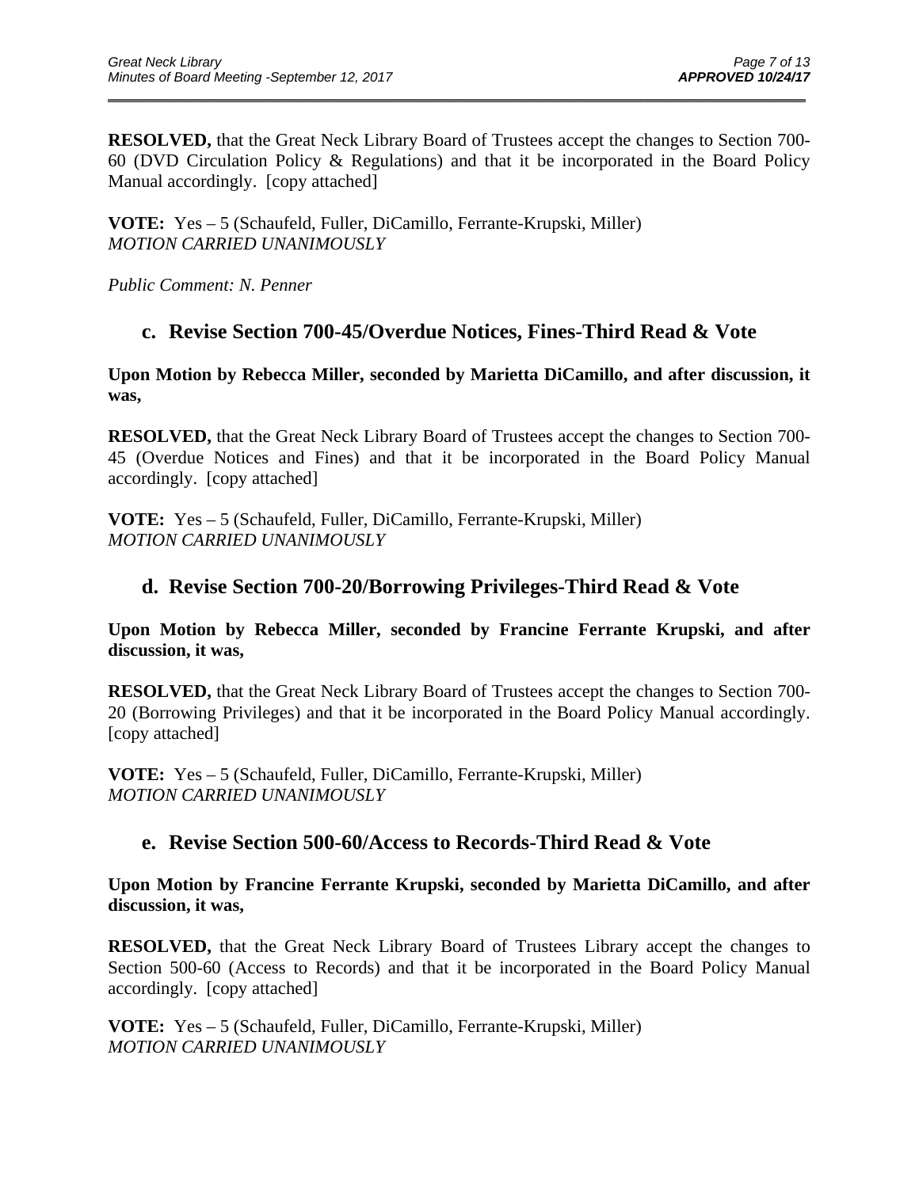**RESOLVED,** that the Great Neck Library Board of Trustees accept the changes to Section 700-60 (DVD Circulation Policy & Regulations) and that it be incorporated in the Board Policy Manual accordingly. [copy attached]

**VOTE:** Yes – 5 (Schaufeld, Fuller, DiCamillo, Ferrante-Krupski, Miller)
*MOTION CARRIED UNANIMOUSLY*

*Public Comment: N. Penner*

## c. Revise Section 700-45/Overdue Notices, Fines-Third Read & Vote

**Upon Motion by Rebecca Miller, seconded by Marietta DiCamillo, and after discussion, it was,**

**RESOLVED,** that the Great Neck Library Board of Trustees accept the changes to Section 700-45 (Overdue Notices and Fines) and that it be incorporated in the Board Policy Manual accordingly. [copy attached]

**VOTE:** Yes – 5 (Schaufeld, Fuller, DiCamillo, Ferrante-Krupski, Miller)
*MOTION CARRIED UNANIMOUSLY*

## d. Revise Section 700-20/Borrowing Privileges-Third Read & Vote

**Upon Motion by Rebecca Miller, seconded by Francine Ferrante Krupski, and after discussion, it was,**

**RESOLVED,** that the Great Neck Library Board of Trustees accept the changes to Section 700-20 (Borrowing Privileges) and that it be incorporated in the Board Policy Manual accordingly. [copy attached]

**VOTE:** Yes – 5 (Schaufeld, Fuller, DiCamillo, Ferrante-Krupski, Miller)
*MOTION CARRIED UNANIMOUSLY*

## e. Revise Section 500-60/Access to Records-Third Read & Vote

**Upon Motion by Francine Ferrante Krupski, seconded by Marietta DiCamillo, and after discussion, it was,**

**RESOLVED,** that the Great Neck Library Board of Trustees Library accept the changes to Section 500-60 (Access to Records) and that it be incorporated in the Board Policy Manual accordingly. [copy attached]

**VOTE:** Yes – 5 (Schaufeld, Fuller, DiCamillo, Ferrante-Krupski, Miller)
*MOTION CARRIED UNANIMOUSLY*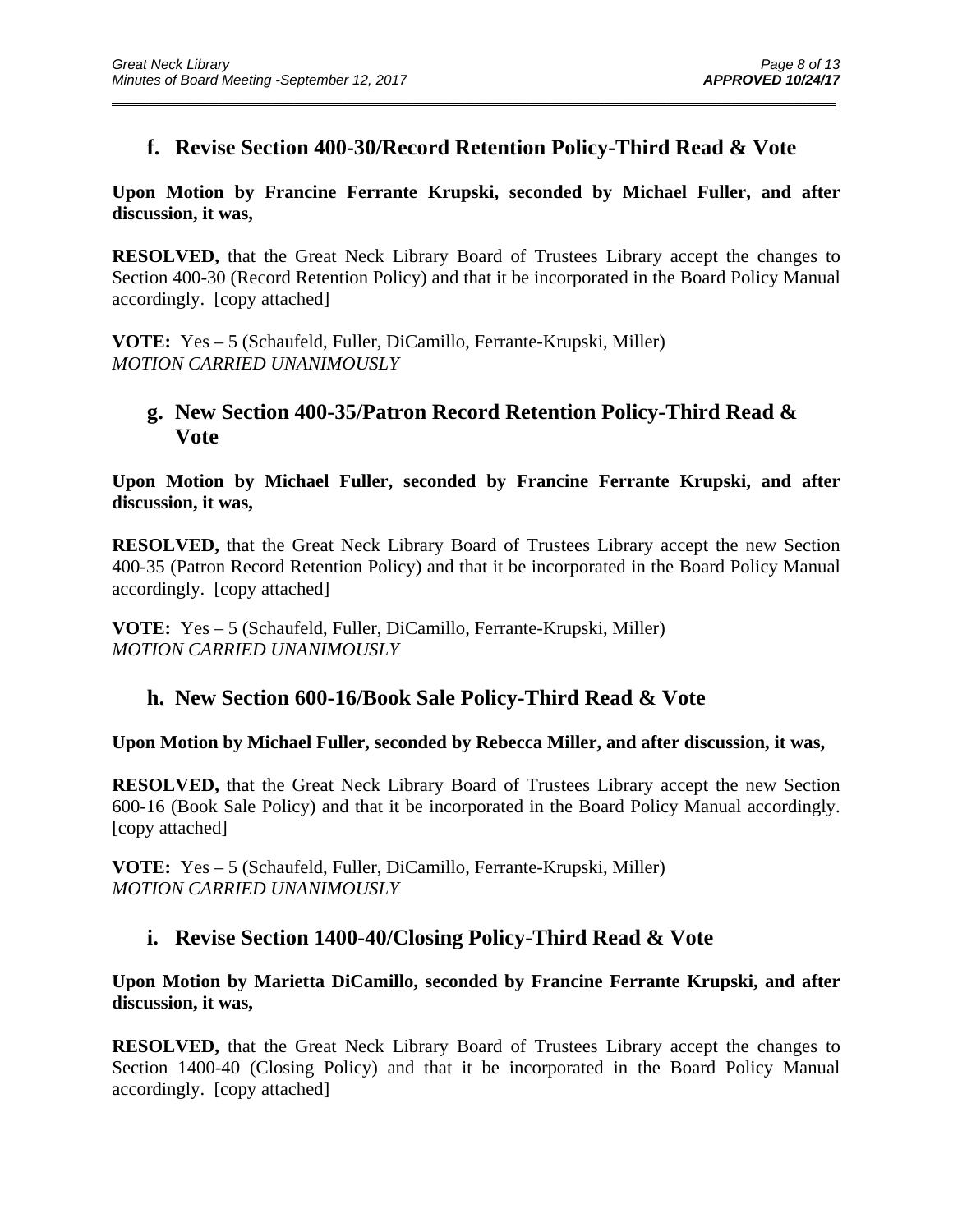### f. Revise Section 400-30/Record Retention Policy-Third Read & Vote

**Upon Motion by Francine Ferrante Krupski, seconded by Michael Fuller, and after discussion, it was,**

**RESOLVED,** that the Great Neck Library Board of Trustees Library accept the changes to Section 400-30 (Record Retention Policy) and that it be incorporated in the Board Policy Manual accordingly. [copy attached]

**VOTE:** Yes – 5 (Schaufeld, Fuller, DiCamillo, Ferrante-Krupski, Miller)
*MOTION CARRIED UNANIMOUSLY*

### g. New Section 400-35/Patron Record Retention Policy-Third Read & Vote

**Upon Motion by Michael Fuller, seconded by Francine Ferrante Krupski, and after discussion, it was,**

**RESOLVED,** that the Great Neck Library Board of Trustees Library accept the new Section 400-35 (Patron Record Retention Policy) and that it be incorporated in the Board Policy Manual accordingly. [copy attached]

**VOTE:** Yes – 5 (Schaufeld, Fuller, DiCamillo, Ferrante-Krupski, Miller)
*MOTION CARRIED UNANIMOUSLY*

### h. New Section 600-16/Book Sale Policy-Third Read & Vote

**Upon Motion by Michael Fuller, seconded by Rebecca Miller, and after discussion, it was,**

**RESOLVED,** that the Great Neck Library Board of Trustees Library accept the new Section 600-16 (Book Sale Policy) and that it be incorporated in the Board Policy Manual accordingly. [copy attached]

**VOTE:** Yes – 5 (Schaufeld, Fuller, DiCamillo, Ferrante-Krupski, Miller)
*MOTION CARRIED UNANIMOUSLY*

### i. Revise Section 1400-40/Closing Policy-Third Read & Vote

**Upon Motion by Marietta DiCamillo, seconded by Francine Ferrante Krupski, and after discussion, it was,**

**RESOLVED,** that the Great Neck Library Board of Trustees Library accept the changes to Section 1400-40 (Closing Policy) and that it be incorporated in the Board Policy Manual accordingly. [copy attached]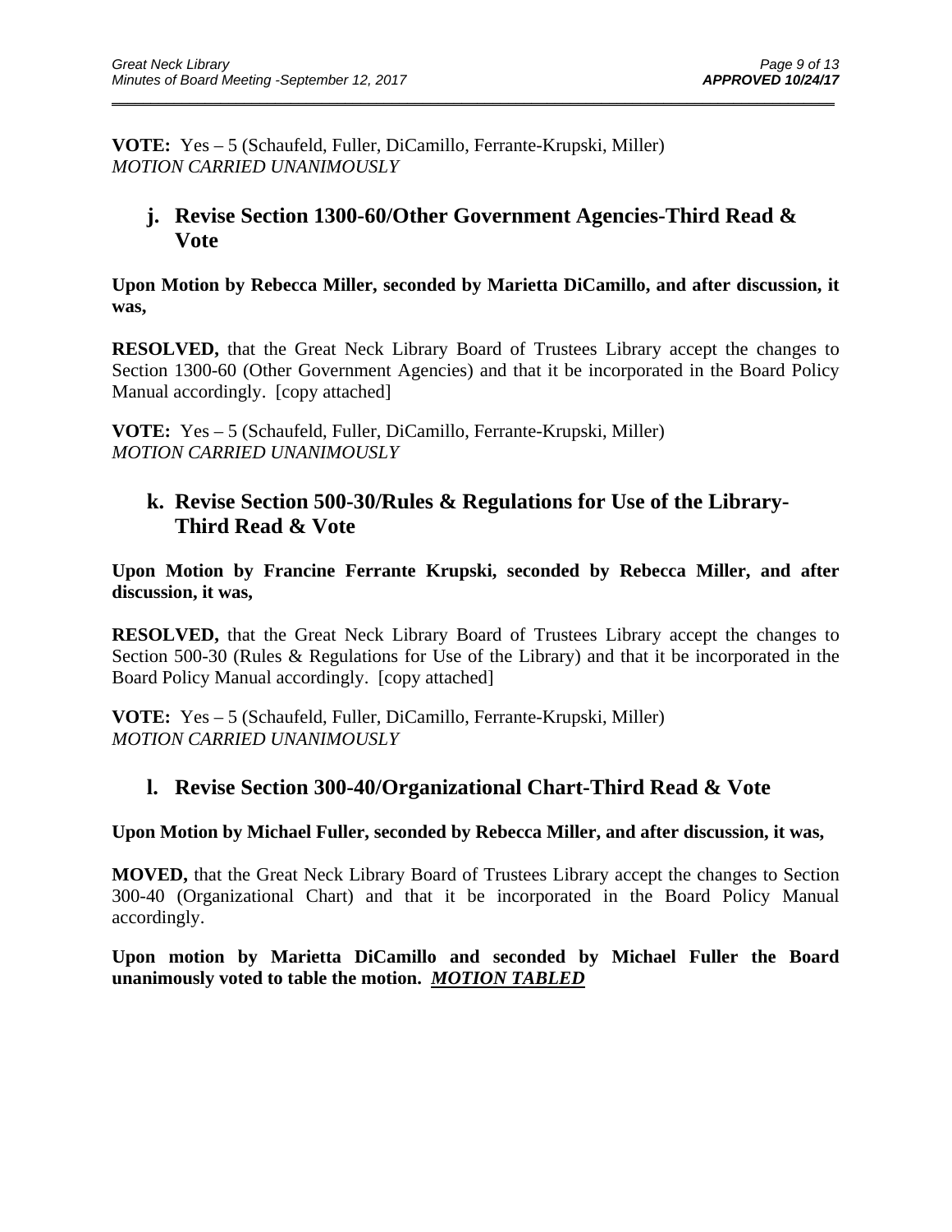**VOTE:** Yes – 5 (Schaufeld, Fuller, DiCamillo, Ferrante-Krupski, Miller)
*MOTION CARRIED UNANIMOUSLY*

## j. Revise Section 1300-60/Other Government Agencies-Third Read & Vote

**Upon Motion by Rebecca Miller, seconded by Marietta DiCamillo, and after discussion, it was,**

**RESOLVED,** that the Great Neck Library Board of Trustees Library accept the changes to Section 1300-60 (Other Government Agencies) and that it be incorporated in the Board Policy Manual accordingly. [copy attached]

**VOTE:** Yes – 5 (Schaufeld, Fuller, DiCamillo, Ferrante-Krupski, Miller)
*MOTION CARRIED UNANIMOUSLY*

## k. Revise Section 500-30/Rules & Regulations for Use of the Library-Third Read & Vote

**Upon Motion by Francine Ferrante Krupski, seconded by Rebecca Miller, and after discussion, it was,**

**RESOLVED,** that the Great Neck Library Board of Trustees Library accept the changes to Section 500-30 (Rules & Regulations for Use of the Library) and that it be incorporated in the Board Policy Manual accordingly. [copy attached]

**VOTE:** Yes – 5 (Schaufeld, Fuller, DiCamillo, Ferrante-Krupski, Miller)
*MOTION CARRIED UNANIMOUSLY*

## l. Revise Section 300-40/Organizational Chart-Third Read & Vote

**Upon Motion by Michael Fuller, seconded by Rebecca Miller, and after discussion, it was,**

**MOVED,** that the Great Neck Library Board of Trustees Library accept the changes to Section 300-40 (Organizational Chart) and that it be incorporated in the Board Policy Manual accordingly.

**Upon motion by Marietta DiCamillo and seconded by Michael Fuller the Board unanimously voted to table the motion.** ***MOTION TABLED***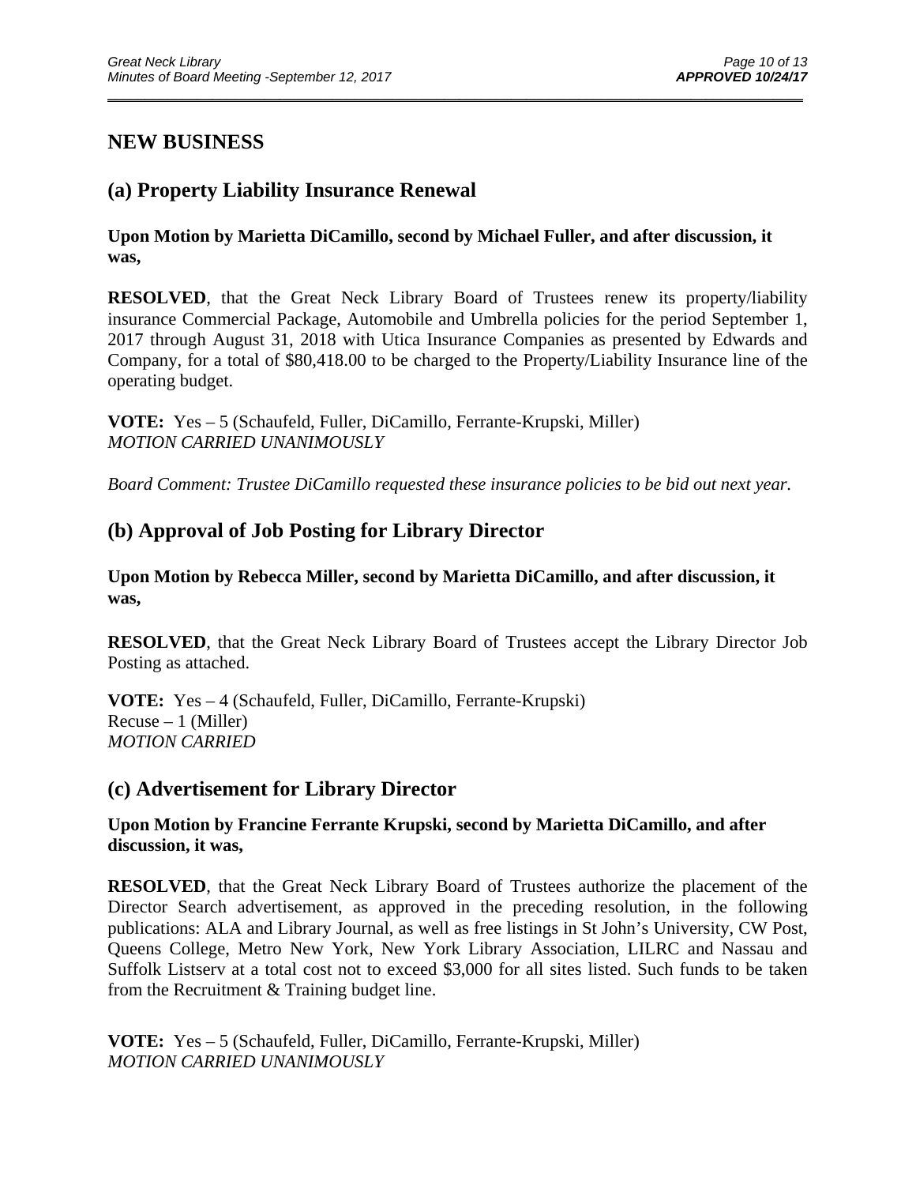## NEW BUSINESS

### (a) Property Liability Insurance Renewal

**Upon Motion by Marietta DiCamillo, second by Michael Fuller, and after discussion, it was,**

**RESOLVED**, that the Great Neck Library Board of Trustees renew its property/liability insurance Commercial Package, Automobile and Umbrella policies for the period September 1, 2017 through August 31, 2018 with Utica Insurance Companies as presented by Edwards and Company, for a total of $80,418.00 to be charged to the Property/Liability Insurance line of the operating budget.

**VOTE:** Yes – 5 (Schaufeld, Fuller, DiCamillo, Ferrante-Krupski, Miller)
*MOTION CARRIED UNANIMOUSLY*

*Board Comment: Trustee DiCamillo requested these insurance policies to be bid out next year.*

### (b) Approval of Job Posting for Library Director

**Upon Motion by Rebecca Miller, second by Marietta DiCamillo, and after discussion, it was,**

**RESOLVED**, that the Great Neck Library Board of Trustees accept the Library Director Job Posting as attached.

**VOTE:** Yes – 4 (Schaufeld, Fuller, DiCamillo, Ferrante-Krupski)
Recuse – 1 (Miller)
*MOTION CARRIED*

### (c) Advertisement for Library Director

**Upon Motion by Francine Ferrante Krupski, second by Marietta DiCamillo, and after discussion, it was,**

**RESOLVED**, that the Great Neck Library Board of Trustees authorize the placement of the Director Search advertisement, as approved in the preceding resolution, in the following publications: ALA and Library Journal, as well as free listings in St John's University, CW Post, Queens College, Metro New York, New York Library Association, LILRC and Nassau and Suffolk Listserv at a total cost not to exceed $3,000 for all sites listed. Such funds to be taken from the Recruitment & Training budget line.

**VOTE:** Yes – 5 (Schaufeld, Fuller, DiCamillo, Ferrante-Krupski, Miller)
*MOTION CARRIED UNANIMOUSLY*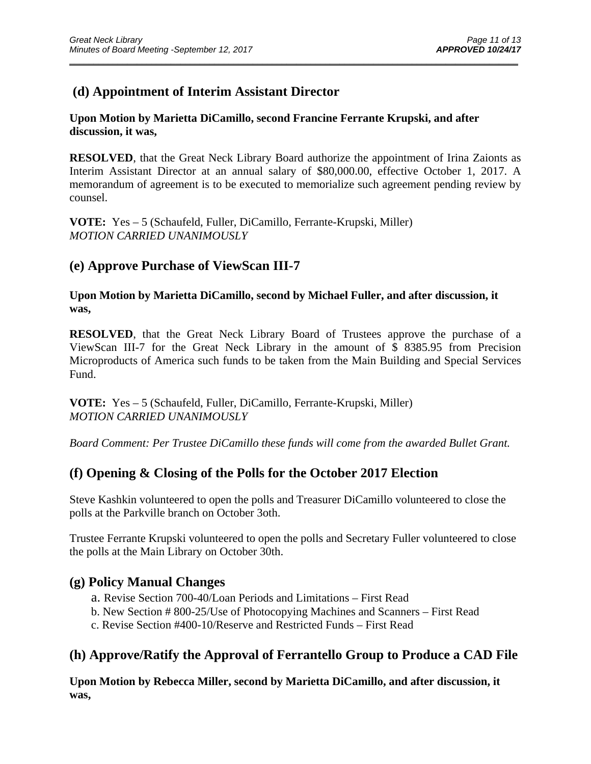## (d) Appointment of Interim Assistant Director

**Upon Motion by Marietta DiCamillo, second Francine Ferrante Krupski, and after discussion, it was,**

**RESOLVED**, that the Great Neck Library Board authorize the appointment of Irina Zaionts as Interim Assistant Director at an annual salary of $80,000.00, effective October 1, 2017. A memorandum of agreement is to be executed to memorialize such agreement pending review by counsel.

**VOTE:** Yes – 5 (Schaufeld, Fuller, DiCamillo, Ferrante-Krupski, Miller)
*MOTION CARRIED UNANIMOUSLY*

## (e) Approve Purchase of ViewScan III-7

**Upon Motion by Marietta DiCamillo, second by Michael Fuller, and after discussion, it was,**

**RESOLVED**, that the Great Neck Library Board of Trustees approve the purchase of a ViewScan III-7 for the Great Neck Library in the amount of $ 8385.95 from Precision Microproducts of America such funds to be taken from the Main Building and Special Services Fund.

**VOTE:** Yes – 5 (Schaufeld, Fuller, DiCamillo, Ferrante-Krupski, Miller)
*MOTION CARRIED UNANIMOUSLY*

*Board Comment: Per Trustee DiCamillo these funds will come from the awarded Bullet Grant.*

## (f) Opening & Closing of the Polls for the October 2017 Election

Steve Kashkin volunteered to open the polls and Treasurer DiCamillo volunteered to close the polls at the Parkville branch on October 3oth.

Trustee Ferrante Krupski volunteered to open the polls and Secretary Fuller volunteered to close the polls at the Main Library on October 30th.

## (g) Policy Manual Changes

a. Revise Section 700-40/Loan Periods and Limitations – First Read
b. New Section # 800-25/Use of Photocopying Machines and Scanners – First Read
c. Revise Section #400-10/Reserve and Restricted Funds – First Read

## (h) Approve/Ratify the Approval of Ferrantello Group to Produce a CAD File

**Upon Motion by Rebecca Miller, second by Marietta DiCamillo, and after discussion, it was,**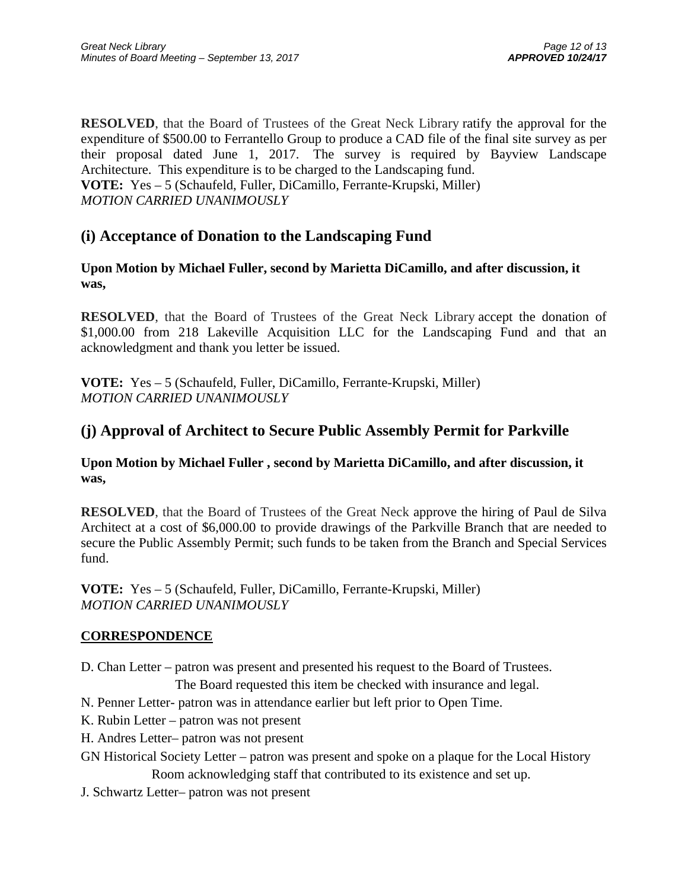**RESOLVED**, that the Board of Trustees of the Great Neck Library ratify the approval for the expenditure of $500.00 to Ferrantello Group to produce a CAD file of the final site survey as per their proposal dated June 1, 2017. The survey is required by Bayview Landscape Architecture. This expenditure is to be charged to the Landscaping fund.
**VOTE:** Yes – 5 (Schaufeld, Fuller, DiCamillo, Ferrante-Krupski, Miller)
*MOTION CARRIED UNANIMOUSLY*

## (i) Acceptance of Donation to the Landscaping Fund

**Upon Motion by Michael Fuller, second by Marietta DiCamillo, and after discussion, it was,**

**RESOLVED**, that the Board of Trustees of the Great Neck Library accept the donation of $1,000.00 from 218 Lakeville Acquisition LLC for the Landscaping Fund and that an acknowledgment and thank you letter be issued.

**VOTE:** Yes – 5 (Schaufeld, Fuller, DiCamillo, Ferrante-Krupski, Miller)
*MOTION CARRIED UNANIMOUSLY*

## (j) Approval of Architect to Secure Public Assembly Permit for Parkville

**Upon Motion by Michael Fuller , second by Marietta DiCamillo, and after discussion, it was,**

**RESOLVED**, that the Board of Trustees of the Great Neck approve the hiring of Paul de Silva Architect at a cost of $6,000.00 to provide drawings of the Parkville Branch that are needed to secure the Public Assembly Permit; such funds to be taken from the Branch and Special Services fund.

**VOTE:** Yes – 5 (Schaufeld, Fuller, DiCamillo, Ferrante-Krupski, Miller)
*MOTION CARRIED UNANIMOUSLY*

**CORRESPONDENCE**

D. Chan Letter – patron was present and presented his request to the Board of Trustees. The Board requested this item be checked with insurance and legal.

N. Penner Letter- patron was in attendance earlier but left prior to Open Time.

K. Rubin Letter – patron was not present

H. Andres Letter– patron was not present

GN Historical Society Letter – patron was present and spoke on a plaque for the Local History Room acknowledging staff that contributed to its existence and set up.

J. Schwartz Letter– patron was not present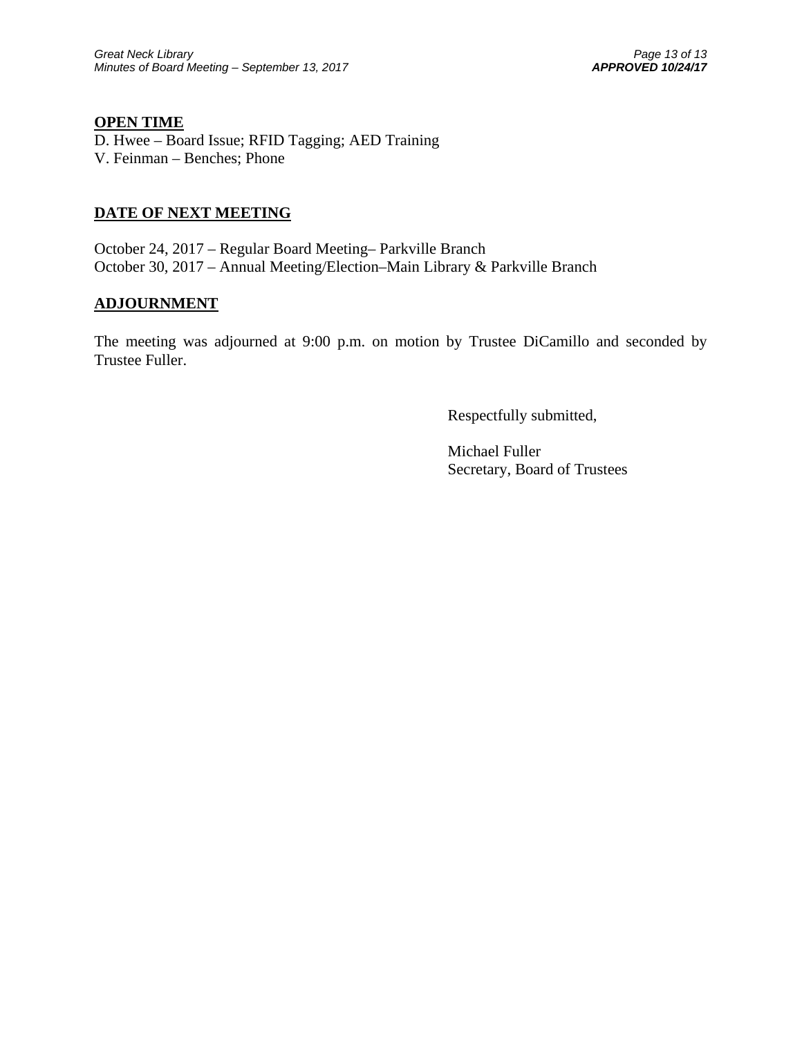**OPEN TIME**

D. Hwee – Board Issue; RFID Tagging; AED Training
V. Feinman – Benches; Phone

**DATE OF NEXT MEETING**

October 24, 2017 – Regular Board Meeting– Parkville Branch
October 30, 2017 – Annual Meeting/Election–Main Library & Parkville Branch

**ADJOURNMENT**

The meeting was adjourned at 9:00 p.m. on motion by Trustee DiCamillo and seconded by Trustee Fuller.

Respectfully submitted,

Michael Fuller
Secretary, Board of Trustees